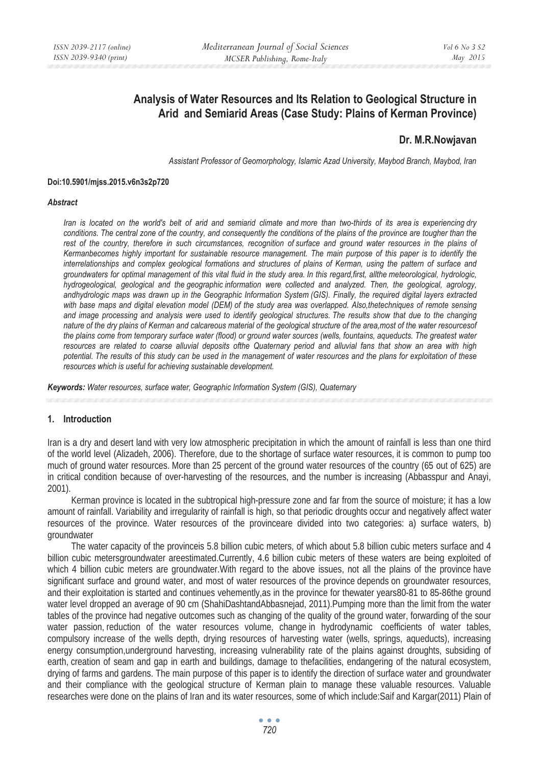# Analysis of Water Resources and Its Relation to Geological Structure in Arid and Semiarid Areas (Case Study: Plains of Kerman Province)

**Dr. M.R.Nowjavan**

*Assistant Professor of Geomorphology, Islamic Azad University, Maybod Branch, Maybod, Iran*

**Doi:10.5901/mjss.2015.v6n3s2p720**

***Abstract***

*Iran is located on the world's belt of arid and semiarid climate and more than two-thirds of its area is experiencing dry conditions. The central zone of the country, and consequently the conditions of the plains of the province are tougher than the rest of the country, therefore in such circumstances, recognition of surface and ground water resources in the plains of Kermanbecomes highly important for sustainable resource management. The main purpose of this paper is to identify the interrelationships and complex geological formations and structures of plains of Kerman, using the pattern of surface and groundwaters for optimal management of this vital fluid in the study area. In this regard,first, allthe meteorological, hydrologic, hydrogeological, geological and the geographic information were collected and analyzed. Then, the geological, agrology, andhydrologic maps was drawn up in the Geographic Information System (GIS). Finally, the required digital layers extracted with base maps and digital elevation model (DEM) of the study area was overlapped. Also,thetechniques of remote sensing and image processing and analysis were used to identify geological structures. The results show that due to the changing nature of the dry plains of Kerman and calcareous material of the geological structure of the area,most of the water resourcesof the plains come from temporary surface water (flood) or ground water sources (wells, fountains, aqueducts. The greatest water resources are related to coarse alluvial deposits ofthe Quaternary period and alluvial fans that show an area with high potential. The results of this study can be used in the management of water resources and the plans for exploitation of these resources which is useful for achieving sustainable development.*

***Keywords:*** *Water resources, surface water, Geographic Information System (GIS), Quaternary*

## 1. Introduction

Iran is a dry and desert land with very low atmospheric precipitation in which the amount of rainfall is less than one third of the world level (Alizadeh, 2006). Therefore, due to the shortage of surface water resources, it is common to pump too much of ground water resources. More than 25 percent of the ground water resources of the country (65 out of 625) are in critical condition because of over-harvesting of the resources, and the number is increasing (Abbasspur and Anayi, 2001).

Kerman province is located in the subtropical high-pressure zone and far from the source of moisture; it has a low amount of rainfall. Variability and irregularity of rainfall is high, so that periodic droughts occur and negatively affect water resources of the province. Water resources of the provinceare divided into two categories: a) surface waters, b) groundwater

The water capacity of the provinceis 5.8 billion cubic meters, of which about 5.8 billion cubic meters surface and 4 billion cubic metersgroundwater areestimated.Currently, 4.6 billion cubic meters of these waters are being exploited of which 4 billion cubic meters are groundwater.With regard to the above issues, not all the plains of the province have significant surface and ground water, and most of water resources of the province depends on groundwater resources, and their exploitation is started and continues vehemently,as in the province for thewater years80-81 to 85-86the ground water level dropped an average of 90 cm (ShahiDashtandAbbasnejad, 2011).Pumping more than the limit from the water tables of the province had negative outcomes such as changing of the quality of the ground water, forwarding of the sour water passion, reduction of the water resources volume, change in hydrodynamic coefficients of water tables, compulsory increase of the wells depth, drying resources of harvesting water (wells, springs, aqueducts), increasing energy consumption,underground harvesting, increasing vulnerability rate of the plains against droughts, subsiding of earth, creation of seam and gap in earth and buildings, damage to thefacilities, endangering of the natural ecosystem, drying of farms and gardens. The main purpose of this paper is to identify the direction of surface water and groundwater and their compliance with the geological structure of Kerman plain to manage these valuable resources. Valuable researches were done on the plains of Iran and its water resources, some of which include:Saif and Kargar(2011) Plain of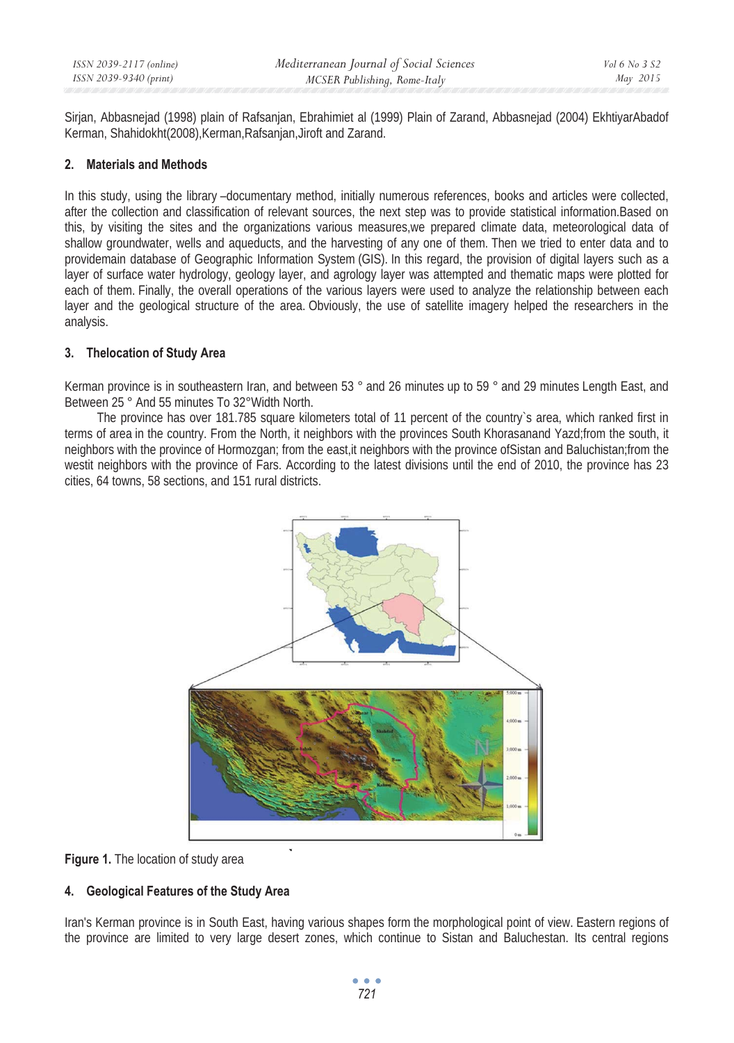Sirjan, Abbasnejad (1998) plain of Rafsanjan, Ebrahimiet al (1999) Plain of Zarand, Abbasnejad (2004) EkhtiyarAbadof Kerman, Shahidokht(2008),Kerman,Rafsanjan,Jiroft and Zarand.

## 2. Materials and Methods

In this study, using the library –documentary method, initially numerous references, books and articles were collected, after the collection and classification of relevant sources, the next step was to provide statistical information.Based on this, by visiting the sites and the organizations various measures,we prepared climate data, meteorological data of shallow groundwater, wells and aqueducts, and the harvesting of any one of them. Then we tried to enter data and to providemain database of Geographic Information System (GIS). In this regard, the provision of digital layers such as a layer of surface water hydrology, geology layer, and agrology layer was attempted and thematic maps were plotted for each of them. Finally, the overall operations of the various layers were used to analyze the relationship between each layer and the geological structure of the area. Obviously, the use of satellite imagery helped the researchers in the analysis.

## 3. Thelocation of Study Area

Kerman province is in southeastern Iran, and between 53 ° and 26 minutes up to 59 ° and 29 minutes Length East, and Between 25 ° And 55 minutes To 32°Width North.

The province has over 181.785 square kilometers total of 11 percent of the country`s area, which ranked first in terms of area in the country. From the North, it neighbors with the provinces South Khorasanand Yazd;from the south, it neighbors with the province of Hormozgan; from the east,it neighbors with the province ofSistan and Baluchistan;from the westit neighbors with the province of Fars. According to the latest divisions until the end of 2010, the province has 23 cities, 64 towns, 58 sections, and 151 rural districts.

**Figure 1.** The location of study area

## 4. Geological Features of the Study Area

Iran's Kerman province is in South East, having various shapes form the morphological point of view. Eastern regions of the province are limited to very large desert zones, which continue to Sistan and Baluchestan. Its central regions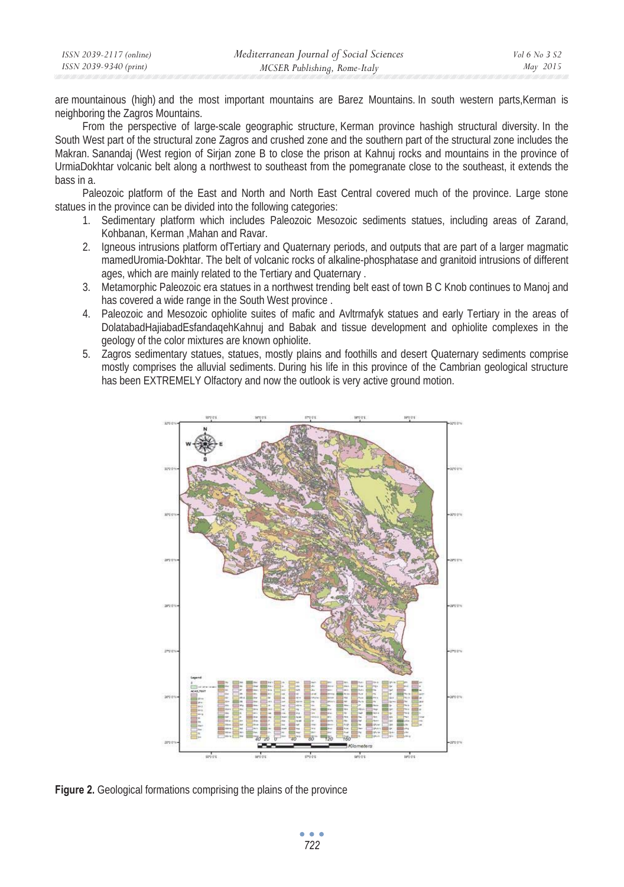are mountainous (high) and the most important mountains are Barez Mountains. In south western parts,Kerman is neighboring the Zagros Mountains.

From the perspective of large-scale geographic structure, Kerman province hashigh structural diversity. In the South West part of the structural zone Zagros and crushed zone and the southern part of the structural zone includes the Makran. Sanandaj (West region of Sirjan zone B to close the prison at Kahnuj rocks and mountains in the province of UrmiaDokhtar volcanic belt along a northwest to southeast from the pomegranate close to the southeast, it extends the bass in a.

Paleozoic platform of the East and North and North East Central covered much of the province. Large stone statues in the province can be divided into the following categories:

1. Sedimentary platform which includes Paleozoic Mesozoic sediments statues, including areas of Zarand, Kohbanan, Kerman ,Mahan and Ravar.
2. Igneous intrusions platform ofTertiary and Quaternary periods, and outputs that are part of a larger magmatic mamedUromia-Dokhtar. The belt of volcanic rocks of alkaline-phosphatase and granitoid intrusions of different ages, which are mainly related to the Tertiary and Quaternary .
3. Metamorphic Paleozoic era statues in a northwest trending belt east of town B C Knob continues to Manoj and has covered a wide range in the South West province .
4. Paleozoic and Mesozoic ophiolite suites of mafic and Avltrmafyk statues and early Tertiary in the areas of DolatabadHajiabadEsfandaqehKahnuj and Babak and tissue development and ophiolite complexes in the geology of the color mixtures are known ophiolite.
5. Zagros sedimentary statues, statues, mostly plains and foothills and desert Quaternary sediments comprise mostly comprises the alluvial sediments. During his life in this province of the Cambrian geological structure has been EXTREMELY Olfactory and now the outlook is very active ground motion.

**Figure 2.** Geological formations comprising the plains of the province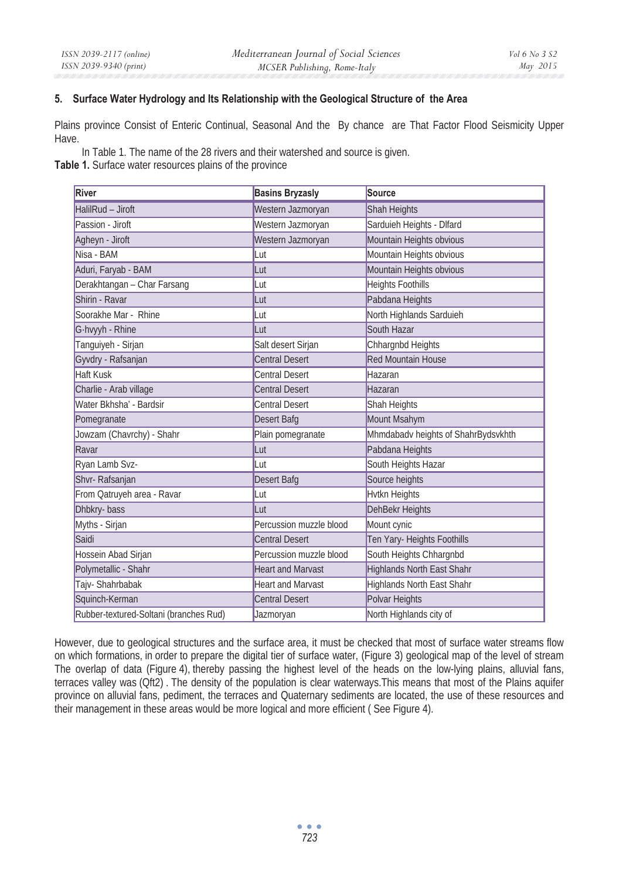## 5. Surface Water Hydrology and Its Relationship with the Geological Structure of the Area

Plains province Consist of Enteric Continual, Seasonal And the By chance are That Factor Flood Seismicity Upper Have.

In Table 1. The name of the 28 rivers and their watershed and source is given.

**Table 1.** Surface water resources plains of the province

| River | Basins Bryzasly | Source |
|---|---|---|
| HalilRud – Jiroft | Western Jazmoryan | Shah Heights |
| Passion - Jiroft | Western Jazmoryan | Sarduieh Heights - Dlfard |
| Agheyn - Jiroft | Western Jazmoryan | Mountain Heights obvious |
| Nisa - BAM | Lut | Mountain Heights obvious |
| Aduri, Faryab - BAM | Lut | Mountain Heights obvious |
| Derakhtangan – Char Farsang | Lut | Heights Foothills |
| Shirin - Ravar | Lut | Pabdana Heights |
| Soorakhe Mar - Rhine | Lut | North Highlands Sarduieh |
| G·hvyyh - Rhine | Lut | South Hazar |
| Tanguiyeh - Sirjan | Salt desert Sirjan | Chhargnbd Heights |
| Gyvdry - Rafsanjan | Central Desert | Red Mountain House |
| Haft Kusk | Central Desert | Hazaran |
| Charlie - Arab village | Central Desert | Hazaran |
| Water Bkhsha' - Bardsir | Central Desert | Shah Heights |
| Pomegranate | Desert Bafg | Mount Msahym |
| Jowzam (Chavrchy) - Shahr | Plain pomegranate | Mhmdabadv heights of ShahrBydsvkhth |
| Ravar | Lut | Pabdana Heights |
| Ryan Lamb Svz- | Lut | South Heights Hazar |
| Shvr- Rafsanjan | Desert Bafg | Source heights |
| From Qatruyeh area - Ravar | Lut | Hvtkn Heights |
| Dhbkry- bass | Lut | DehBekr Heights |
| Myths - Sirjan | Percussion muzzle blood | Mount cynic |
| Saidi | Central Desert | Ten Yary- Heights Foothills |
| Hossein Abad Sirjan | Percussion muzzle blood | South Heights Chhargnbd |
| Polymetallic - Shahr | Heart and Marvast | Highlands North East Shahr |
| Tajv- Shahrbabak | Heart and Marvast | Highlands North East Shahr |
| Squinch-Kerman | Central Desert | Polvar Heights |
| Rubber-textured-Soltani (branches Rud) | Jazmoryan | North Highlands city of |

However, due to geological structures and the surface area, it must be checked that most of surface water streams flow on which formations, in order to prepare the digital tier of surface water, (Figure 3) geological map of the level of stream The overlap of data (Figure 4), thereby passing the highest level of the heads on the low-lying plains, alluvial fans, terraces valley was (Qft2) . The density of the population is clear waterways.This means that most of the Plains aquifer province on alluvial fans, pediment, the terraces and Quaternary sediments are located, the use of these resources and their management in these areas would be more logical and more efficient ( See Figure 4).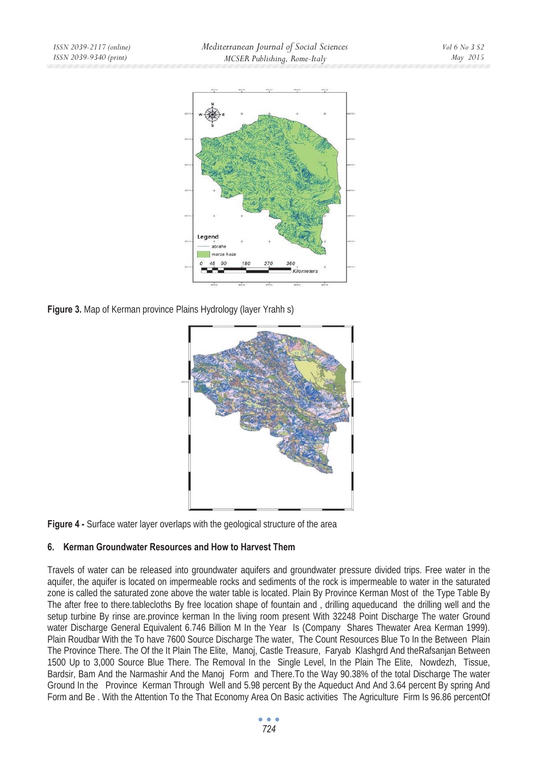**Figure 3.** Map of Kerman province Plains Hydrology (layer Yrahh s)

**Figure 4 -** Surface water layer overlaps with the geological structure of the area

## 6. Kerman Groundwater Resources and How to Harvest Them

Travels of water can be released into groundwater aquifers and groundwater pressure divided trips. Free water in the aquifer, the aquifer is located on impermeable rocks and sediments of the rock is impermeable to water in the saturated zone is called the saturated zone above the water table is located. Plain By Province Kerman Most of the Type Table By The after free to there.tablecloths By free location shape of fountain and , drilling aqueducand the drilling well and the setup turbine By rinse are.province kerman In the living room present With 32248 Point Discharge The water Ground water Discharge General Equivalent 6.746 Billion M In the Year Is (Company Shares Thewater Area Kerman 1999). Plain Roudbar With the To have 7600 Source Discharge The water, The Count Resources Blue To In the Between Plain The Province There. The Of the It Plain The Elite, Manoj, Castle Treasure, Faryab Klashgrd And theRafsanjan Between 1500 Up to 3,000 Source Blue There. The Removal In the Single Level, In the Plain The Elite, Nowdezh, Tissue, Bardsir, Bam And the Narmashir And the Manoj Form and There.To the Way 90.38% of the total Discharge The water Ground In the Province Kerman Through Well and 5.98 percent By the Aqueduct And And 3.64 percent By spring And Form and Be . With the Attention To the That Economy Area On Basic activities The Agriculture Firm Is 96.86 percentOf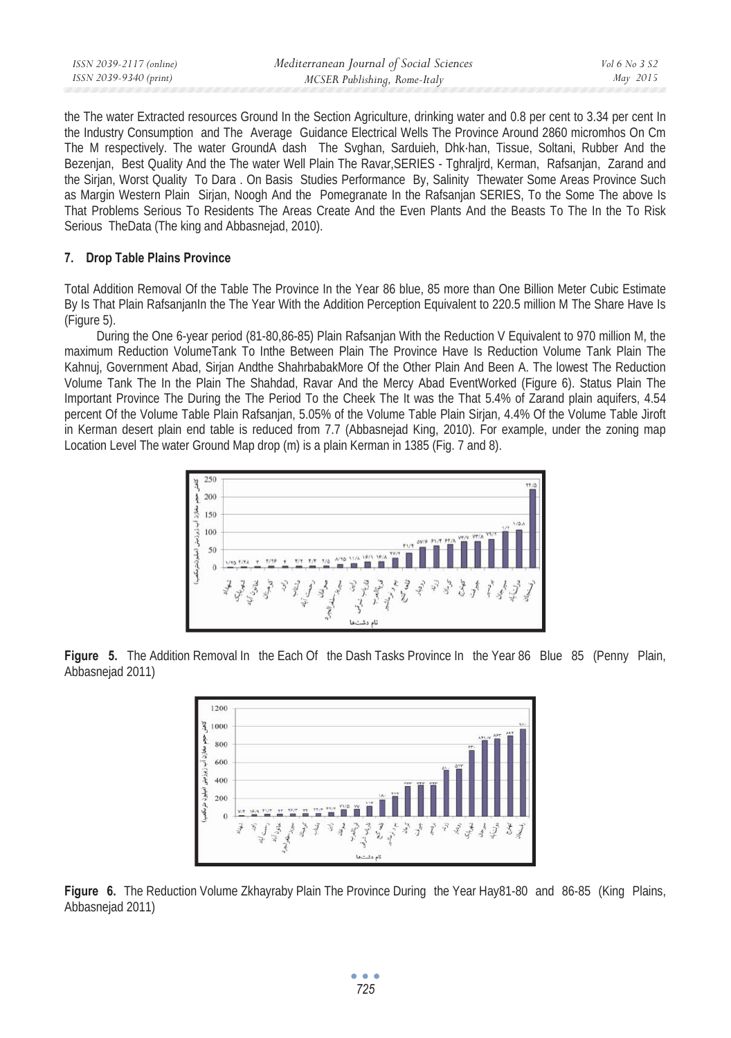the The water Extracted resources Ground In the Section Agriculture, drinking water and 0.8 per cent to 3.34 per cent In the Industry Consumption and The Average Guidance Electrical Wells The Province Around 2860 micromhos On Cm The M respectively. The water GroundA dash The Svghan, Sarduieh, Dhk·han, Tissue, Soltani, Rubber And the Bezenjan, Best Quality And the The water Well Plain The Ravar,SERIES - Tghraljrd, Kerman, Rafsanjan, Zarand and the Sirjan, Worst Quality To Dara . On Basis Studies Performance By, Salinity Thewater Some Areas Province Such as Margin Western Plain Sirjan, Noogh And the Pomegranate In the Rafsanjan SERIES, To the Some The above Is That Problems Serious To Residents The Areas Create And the Even Plants And the Beasts To The In the To Risk Serious TheData (The king and Abbasnejad, 2010).

## 7. Drop Table Plains Province

Total Addition Removal Of the Table The Province In the Year 86 blue, 85 more than One Billion Meter Cubic Estimate By Is That Plain RafsanjanIn the The Year With the Addition Perception Equivalent to 220.5 million M The Share Have Is (Figure 5).

During the One 6-year period (81-80,86-85) Plain Rafsanjan With the Reduction V Equivalent to 970 million M, the maximum Reduction VolumeTank To Inthe Between Plain The Province Have Is Reduction Volume Tank Plain The Kahnuj, Government Abad, Sirjan Andthe ShahrbabakMore Of the Other Plain And Been A. The lowest The Reduction Volume Tank The In the Plain The Shahdad, Ravar And the Mercy Abad EventWorked (Figure 6). Status Plain The Important Province The During the The Period To the Cheek The It was the That 5.4% of Zarand plain aquifers, 4.54 percent Of the Volume Table Plain Rafsanjan, 5.05% of the Volume Table Plain Sirjan, 4.4% Of the Volume Table Jiroft in Kerman desert plain end table is reduced from 7.7 (Abbasnejad King, 2010). For example, under the zoning map Location Level The water Ground Map drop (m) is a plain Kerman in 1385 (Fig. 7 and 8).

**Figure 5.** The Addition Removal In the Each Of the Dash Tasks Province In the Year 86 Blue 85 (Penny Plain, Abbasnejad 2011)

**Figure 6.** The Reduction Volume Zkhayraby Plain The Province During the Year Hay81-80 and 86-85 (King Plains, Abbasnejad 2011)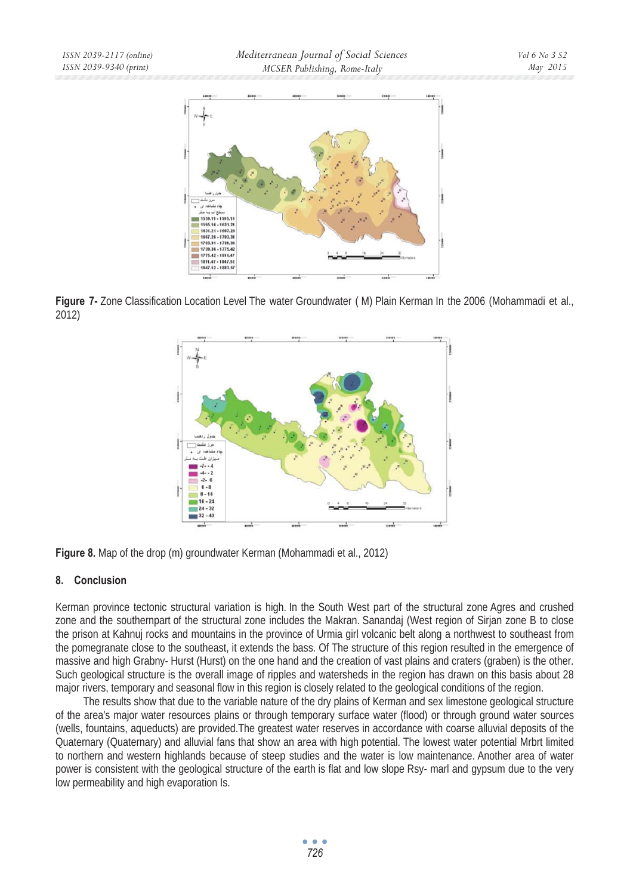**Figure 7-** Zone Classification Location Level The water Groundwater ( M) Plain Kerman In the 2006 (Mohammadi et al., 2012)

**Figure 8.** Map of the drop (m) groundwater Kerman (Mohammadi et al., 2012)

## 8. Conclusion

Kerman province tectonic structural variation is high. In the South West part of the structural zone Agres and crushed zone and the southernpart of the structural zone includes the Makran. Sanandaj (West region of Sirjan zone B to close the prison at Kahnuj rocks and mountains in the province of Urmia girl volcanic belt along a northwest to southeast from the pomegranate close to the southeast, it extends the bass. Of The structure of this region resulted in the emergence of massive and high Grabny- Hurst (Hurst) on the one hand and the creation of vast plains and craters (graben) is the other. Such geological structure is the overall image of ripples and watersheds in the region has drawn on this basis about 28 major rivers, temporary and seasonal flow in this region is closely related to the geological conditions of the region.

The results show that due to the variable nature of the dry plains of Kerman and sex limestone geological structure of the area's major water resources plains or through temporary surface water (flood) or through ground water sources (wells, fountains, aqueducts) are provided.The greatest water reserves in accordance with coarse alluvial deposits of the Quaternary (Quaternary) and alluvial fans that show an area with high potential. The lowest water potential Mrbrt limited to northern and western highlands because of steep studies and the water is low maintenance. Another area of water power is consistent with the geological structure of the earth is flat and low slope Rsy- marl and gypsum due to the very low permeability and high evaporation Is.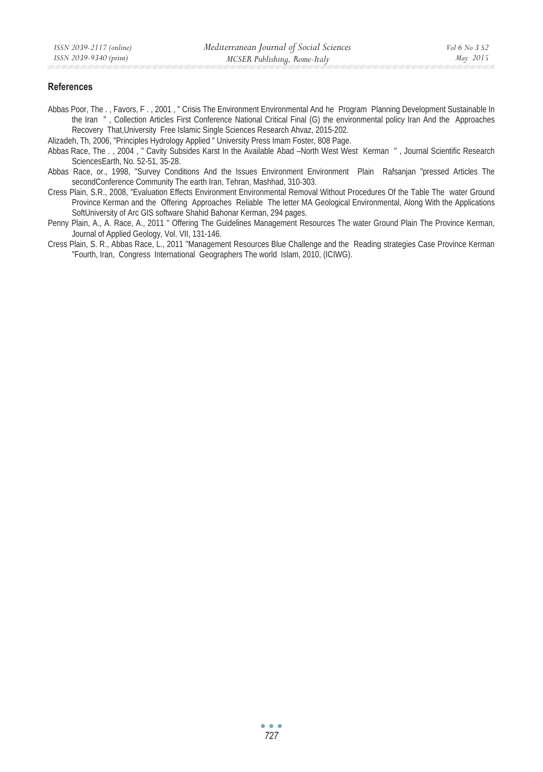## References

Abbas Poor, The . , Favors, F . , 2001 , " Crisis The Environment Environmental And he Program Planning Development Sustainable In the Iran " , Collection Articles First Conference National Critical Final (G) the environmental policy Iran And the Approaches Recovery That,University Free Islamic Single Sciences Research Ahvaz, 2015-202.

Alizadeh, Th, 2006, "Principles Hydrology Applied " University Press Imam Foster, 808 Page.

Abbas Race, The . , 2004 , " Cavity Subsides Karst In the Available Abad –North West West Kerman " , Journal Scientific Research SciencesEarth, No. 52-51, 35-28.

Abbas Race, or., 1998, "Survey Conditions And the Issues Environment Environment Plain Rafsanjan "pressed Articles The secondConference Community The earth Iran, Tehran, Mashhad, 310-303.

Cress Plain, S.R., 2008, "Evaluation Effects Environment Environmental Removal Without Procedures Of the Table The water Ground Province Kerman and the Offering Approaches Reliable The letter MA Geological Environmental, Along With the Applications SoftUniversity of Arc GIS software Shahid Bahonar Kerman, 294 pages.

Penny Plain, A., A. Race, A., 2011 " Offering The Guidelines Management Resources The water Ground Plain The Province Kerman, Journal of Applied Geology, Vol. VII, 131-146.

Cress Plain, S. R., Abbas Race, L., 2011 "Management Resources Blue Challenge and the Reading strategies Case Province Kerman "Fourth, Iran, Congress International Geographers The world Islam, 2010, (ICIWG).